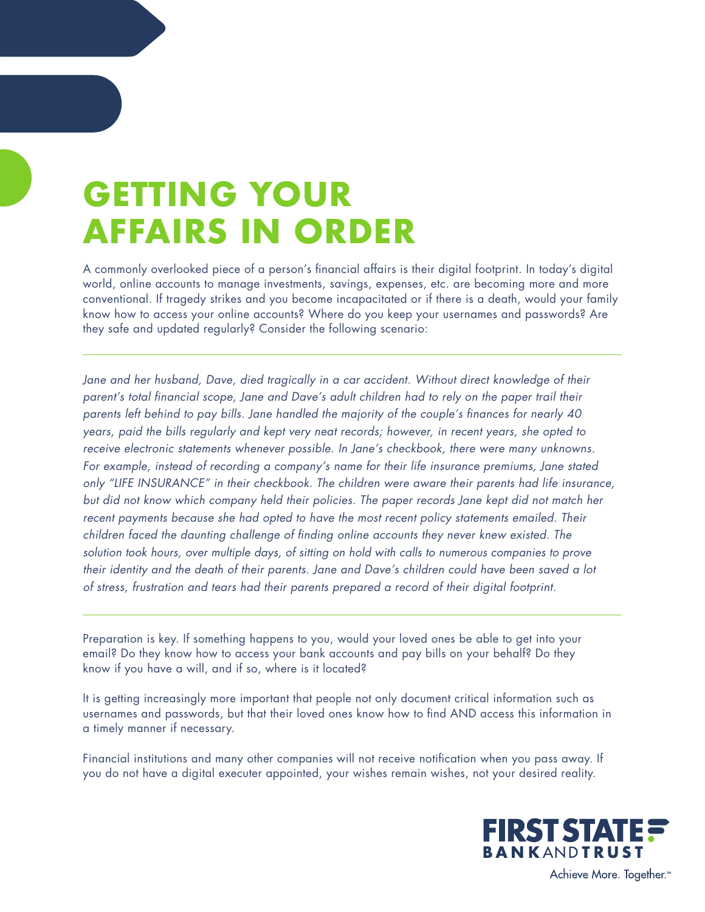# GETTING YOUR AFFAIRS IN ORDER

A commonly overlooked piece of a person's financial affairs is their digital footprint. In today's digital world, online accounts to manage investments, savings, expenses, etc. are becoming more and more conventional. If tragedy strikes and you become incapacitated or if there is a death, would your family know how to access your online accounts? Where do you keep your usernames and passwords? Are they safe and updated regularly? Consider the following scenario:

---

*Jane and her husband, Dave, died tragically in a car accident. Without direct knowledge of their parent's total financial scope, Jane and Dave's adult children had to rely on the paper trail their parents left behind to pay bills. Jane handled the majority of the couple's finances for nearly 40 years, paid the bills regularly and kept very neat records; however, in recent years, she opted to receive electronic statements whenever possible. In Jane's checkbook, there were many unknowns. For example, instead of recording a company's name for their life insurance premiums, Jane stated only "LIFE INSURANCE" in their checkbook. The children were aware their parents had life insurance, but did not know which company held their policies. The paper records Jane kept did not match her recent payments because she had opted to have the most recent policy statements emailed. Their children faced the daunting challenge of finding online accounts they never knew existed. The solution took hours, over multiple days, of sitting on hold with calls to numerous companies to prove their identity and the death of their parents. Jane and Dave's children could have been saved a lot of stress, frustration and tears had their parents prepared a record of their digital footprint.*

---

Preparation is key. If something happens to you, would your loved ones be able to get into your email? Do they know how to access your bank accounts and pay bills on your behalf? Do they know if you have a will, and if so, where is it located?

It is getting increasingly more important that people not only document critical information such as usernames and passwords, but that their loved ones know how to find AND access this information in a timely manner if necessary.

Financial institutions and many other companies will not receive notification when you pass away. If you do not have a digital executer appointed, your wishes remain wishes, not your desired reality.

FIRST STATE BANK AND TRUST

Achieve More. Together.℠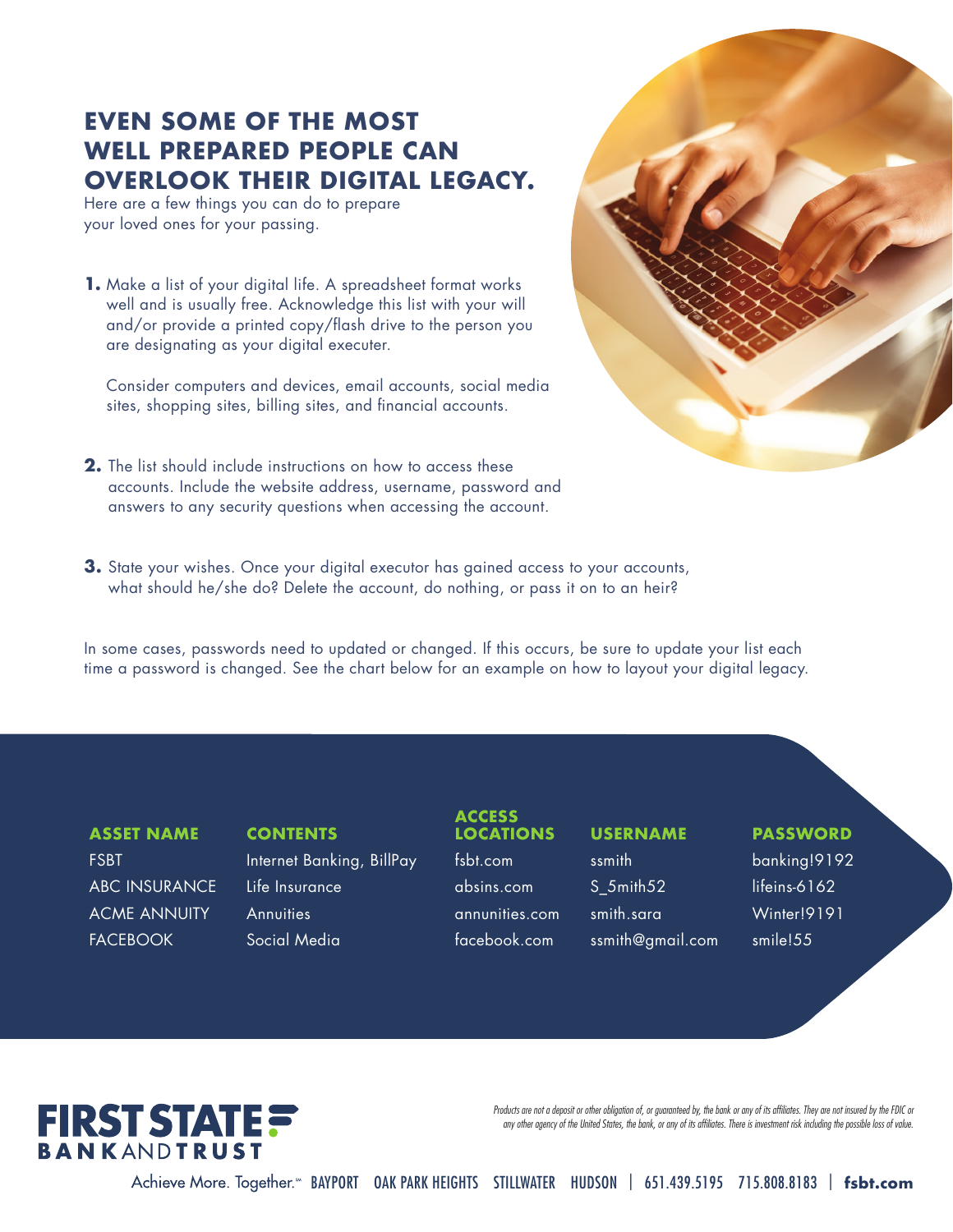# EVEN SOME OF THE MOST WELL PREPARED PEOPLE CAN OVERLOOK THEIR DIGITAL LEGACY.

Here are a few things you can do to prepare your loved ones for your passing.

**1.** Make a list of your digital life. A spreadsheet format works well and is usually free. Acknowledge this list with your will and/or provide a printed copy/flash drive to the person you are designating as your digital executer.

Consider computers and devices, email accounts, social media sites, shopping sites, billing sites, and financial accounts.

**2.** The list should include instructions on how to access these accounts. Include the website address, username, password and answers to any security questions when accessing the account.

**3.** State your wishes. Once your digital executor has gained access to your accounts, what should he/she do? Delete the account, do nothing, or pass it on to an heir?

In some cases, passwords need to updated or changed. If this occurs, be sure to update your list each time a password is changed. See the chart below for an example on how to layout your digital legacy.

| ASSET NAME | CONTENTS | ACCESS LOCATIONS | USERNAME | PASSWORD |
|---|---|---|---|---|
| FSBT | Internet Banking, BillPay | fsbt.com | ssmith | banking!9192 |
| ABC INSURANCE | Life Insurance | absins.com | S_5mith52 | lifeins-6162 |
| ACME ANNUITY | Annuities | annunities.com | smith.sara | Winter!9191 |
| FACEBOOK | Social Media | facebook.com | ssmith@gmail.com | smile!55 |

**FIRST STATE BANK AND TRUST**

*Products are not a deposit or other obligation of, or guaranteed by, the bank or any of its affiliates. They are not insured by the FDIC or any other agency of the United States, the bank, or any of its affiliates. There is investment risk including the possible loss of value.*

Achieve More. Together.℠ BAYPORT OAK PARK HEIGHTS STILLWATER HUDSON | 651.439.5195 715.808.8183 | **fsbt.com**